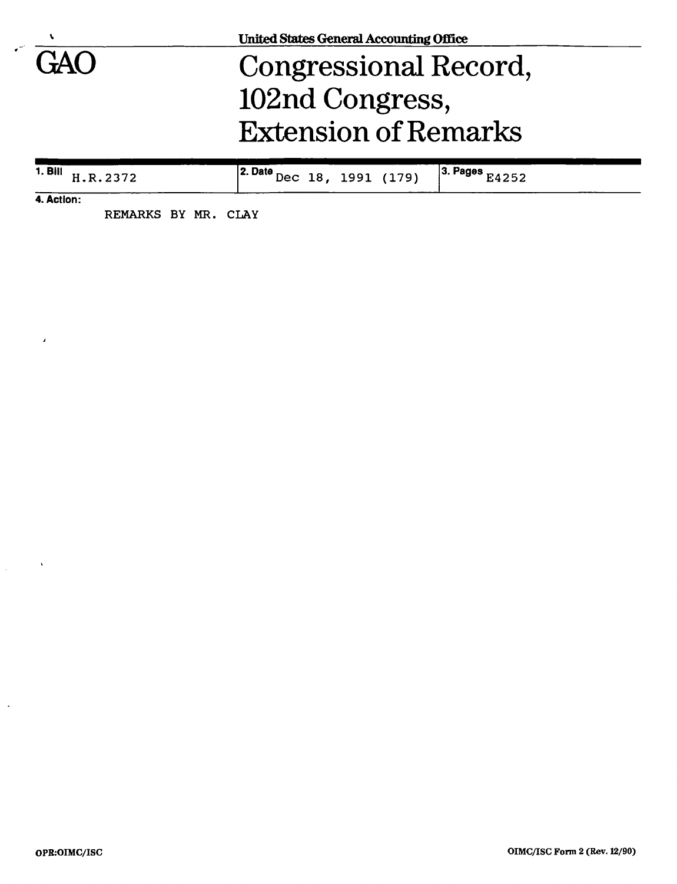United States General Accounting Office

# GAO

# Congressional Record, 102nd Congress, Extension of Remarks

| 1. Bill | 2. Date | 3. Pages |
| --- | --- | --- |
| H.R.2372 | Dec 18, 1991 (179) | E4252 |

**4. Action:**

REMARKS BY MR. CLAY

OPR:OIMC/ISC

OIMC/ISC Form 2 (Rev. 12/90)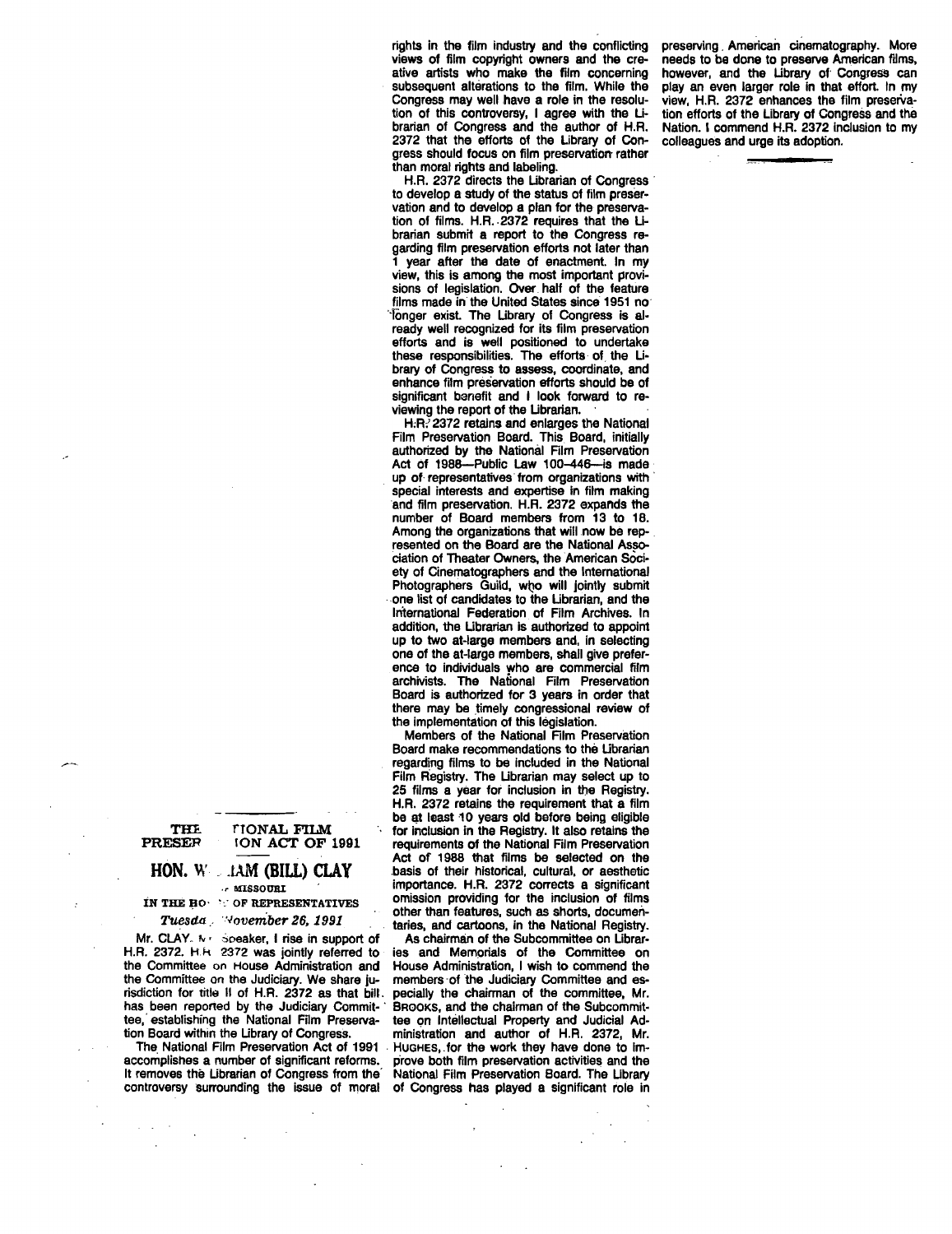## THE NATIONAL FILM PRESERVATION ACT OF 1991

### HON. WILLIAM (BILL) CLAY

OF MISSOURI

IN THE HOUSE OF REPRESENTATIVES

*Tuesday, November 26, 1991*

Mr. CLAY. Mr. Speaker, I rise in support of H.R. 2372. H.R. 2372 was jointly referred to the Committee on House Administration and the Committee on the Judiciary. We share jurisdiction for title II of H.R. 2372 as that bill has been reported by the Judiciary Committee, establishing the National Film Preservation Board within the Library of Congress.

The National Film Preservation Act of 1991 accomplishes a number of significant reforms. It removes the Librarian of Congress from the controversy surrounding the issue of moral rights in the film industry and the conflicting views of film copyright owners and the creative artists who make the film concerning subsequent alterations to the film. While the Congress may well have a role in the resolution of this controversy, I agree with the Librarian of Congress and the author of H.R. 2372 that the efforts of the Library of Congress should focus on film preservation rather than moral rights and labeling.

H.R. 2372 directs the Librarian of Congress to develop a study of the status of film preservation and to develop a plan for the preservation of films. H.R. 2372 requires that the Librarian submit a report to the Congress regarding film preservation efforts not later than 1 year after the date of enactment. In my view, this is among the most important provisions of legislation. Over half of the feature films made in the United States since 1951 no longer exist. The Library of Congress is already well recognized for its film preservation efforts and is well positioned to undertake these responsibilities. The efforts of the Library of Congress to assess, coordinate, and enhance film preservation efforts should be of significant benefit and I look forward to reviewing the report of the Librarian.

H.R. 2372 retains and enlarges the National Film Preservation Board. This Board, initially authorized by the National Film Preservation Act of 1988—Public Law 100–446—is made up of representatives from organizations with special interests and expertise in film making and film preservation. H.R. 2372 expands the number of Board members from 13 to 18. Among the organizations that will now be represented on the Board are the National Association of Theater Owners, the American Society of Cinematographers and the International Photographers Guild, who will jointly submit one list of candidates to the Librarian, and the International Federation of Film Archives. In addition, the Librarian is authorized to appoint up to two at-large members and, in selecting one of the at-large members, shall give preference to individuals who are commercial film archivists. The National Film Preservation Board is authorized for 3 years in order that there may be timely congressional review of the implementation of this legislation.

Members of the National Film Preservation Board make recommendations to the Librarian regarding films to be included in the National Film Registry. The Librarian may select up to 25 films a year for inclusion in the Registry. H.R. 2372 retains the requirement that a film be at least 10 years old before being eligible for inclusion in the Registry. It also retains the requirements of the National Film Preservation Act of 1988 that films be selected on the basis of their historical, cultural, or aesthetic importance. H.R. 2372 corrects a significant omission providing for the inclusion of films other than features, such as shorts, documentaries, and cartoons, in the National Registry.

As chairman of the Subcommittee on Libraries and Memorials of the Committee on House Administration, I wish to commend the members of the Judiciary Committee and especially the chairman of the committee, Mr. BROOKS, and the chairman of the Subcommittee on Intellectual Property and Judicial Administration and author of H.R. 2372, Mr. HUGHES, for the work they have done to improve both film preservation activities and the National Film Preservation Board. The Library of Congress has played a significant role in preserving American cinematography. More needs to be done to preserve American films, however, and the Library of Congress can play an even larger role in that effort. In my view, H.R. 2372 enhances the film preservation efforts of the Library of Congress and the Nation. I commend H.R. 2372 inclusion to my colleagues and urge its adoption.